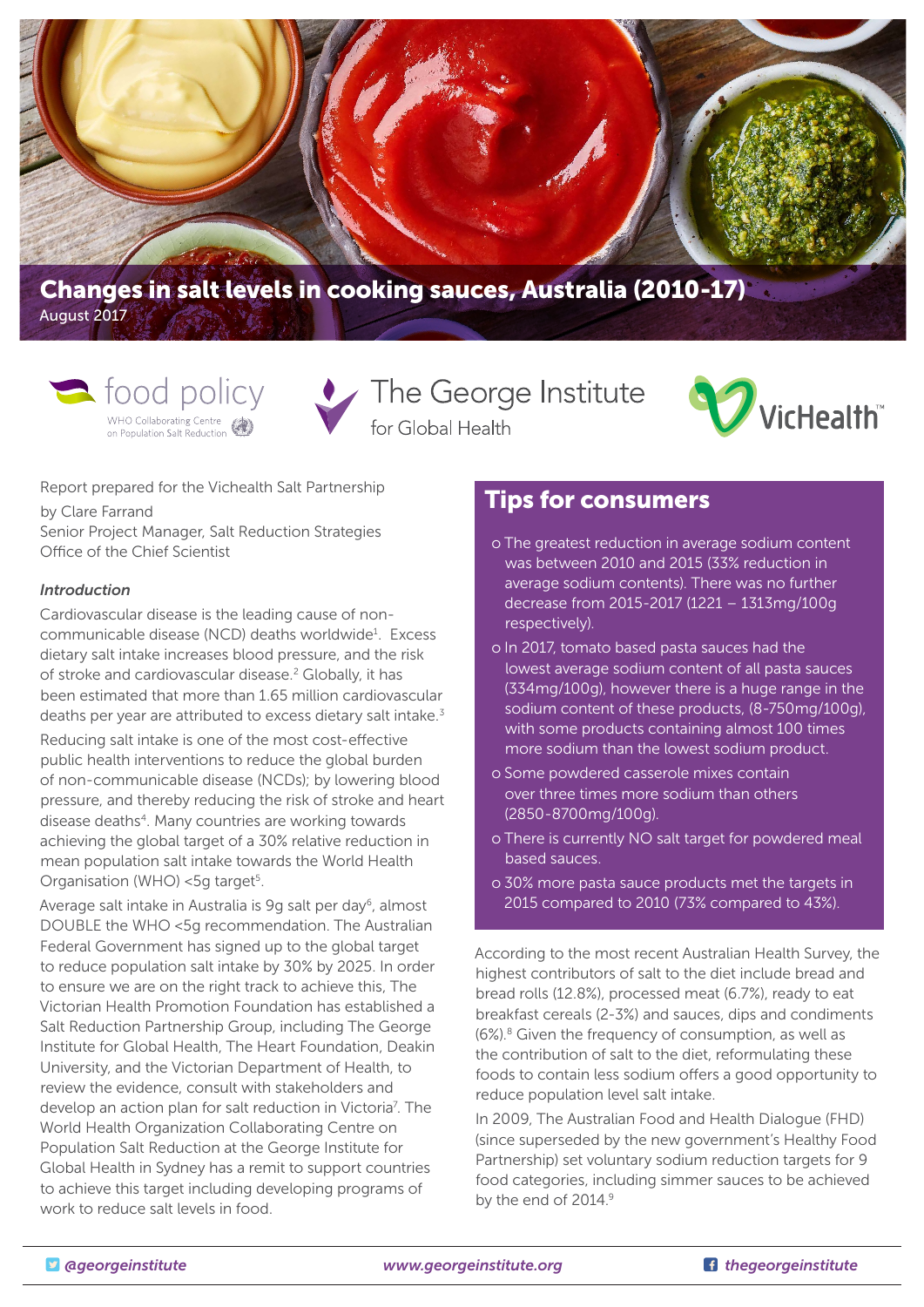# Changes in salt levels in cooking sauces, Australia (2010-17)

August 2017

food policy
WHO Collaborating Centre on Population Salt Reduction

The George Institute for Global Health

VicHealth

Report prepared for the Vichealth Salt Partnership

by Clare Farrand
Senior Project Manager, Salt Reduction Strategies
Office of the Chief Scientist

### *Introduction*

Cardiovascular disease is the leading cause of non-communicable disease (NCD) deaths worldwide[1]. Excess dietary salt intake increases blood pressure, and the risk of stroke and cardiovascular disease.[2] Globally, it has been estimated that more than 1.65 million cardiovascular deaths per year are attributed to excess dietary salt intake.[3]

Reducing salt intake is one of the most cost-effective public health interventions to reduce the global burden of non-communicable disease (NCDs); by lowering blood pressure, and thereby reducing the risk of stroke and heart disease deaths[4]. Many countries are working towards achieving the global target of a 30% relative reduction in mean population salt intake towards the World Health Organisation (WHO) <5g target[5].

Average salt intake in Australia is 9g salt per day[6], almost DOUBLE the WHO <5g recommendation. The Australian Federal Government has signed up to the global target to reduce population salt intake by 30% by 2025. In order to ensure we are on the right track to achieve this, The Victorian Health Promotion Foundation has established a Salt Reduction Partnership Group, including The George Institute for Global Health, The Heart Foundation, Deakin University, and the Victorian Department of Health, to review the evidence, consult with stakeholders and develop an action plan for salt reduction in Victoria[7]. The World Health Organization Collaborating Centre on Population Salt Reduction at the George Institute for Global Health in Sydney has a remit to support countries to achieve this target including developing programs of work to reduce salt levels in food.

## Tips for consumers

- The greatest reduction in average sodium content was between 2010 and 2015 (33% reduction in average sodium contents). There was no further decrease from 2015-2017 (1221 – 1313mg/100g respectively).
- In 2017, tomato based pasta sauces had the lowest average sodium content of all pasta sauces (334mg/100g), however there is a huge range in the sodium content of these products, (8-750mg/100g), with some products containing almost 100 times more sodium than the lowest sodium product.
- Some powdered casserole mixes contain over three times more sodium than others (2850-8700mg/100g).
- There is currently NO salt target for powdered meal based sauces.
- 30% more pasta sauce products met the targets in 2015 compared to 2010 (73% compared to 43%).

According to the most recent Australian Health Survey, the highest contributors of salt to the diet include bread and bread rolls (12.8%), processed meat (6.7%), ready to eat breakfast cereals (2-3%) and sauces, dips and condiments (6%).[8] Given the frequency of consumption, as well as the contribution of salt to the diet, reformulating these foods to contain less sodium offers a good opportunity to reduce population level salt intake.

In 2009, The Australian Food and Health Dialogue (FHD) (since superseded by the new government's Healthy Food Partnership) set voluntary sodium reduction targets for 9 food categories, including simmer sauces to be achieved by the end of 2014.[9]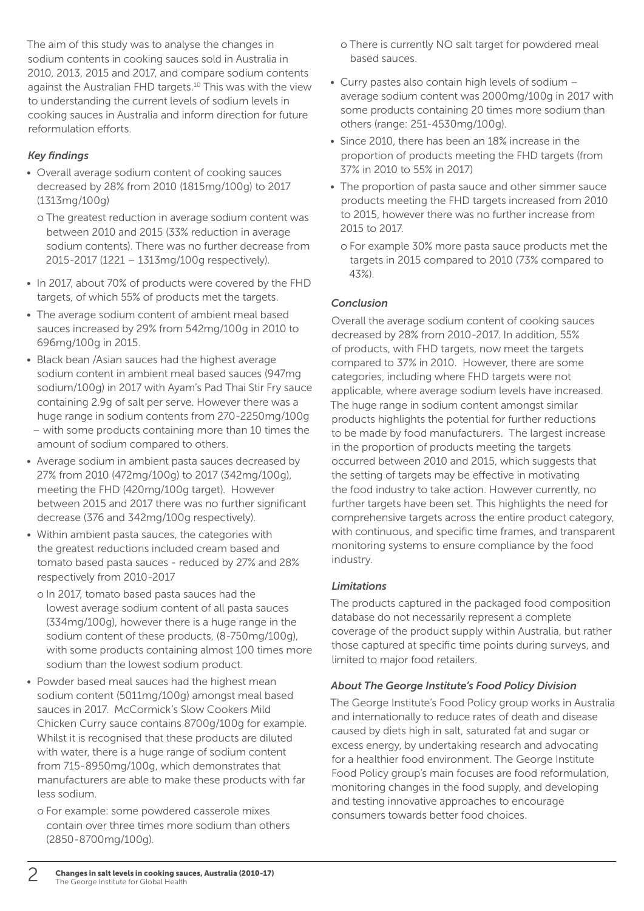The aim of this study was to analyse the changes in sodium contents in cooking sauces sold in Australia in 2010, 2013, 2015 and 2017, and compare sodium contents against the Australian FHD targets.[10] This was with the view to understanding the current levels of sodium levels in cooking sauces in Australia and inform direction for future reformulation efforts.

### *Key findings*

- Overall average sodium content of cooking sauces decreased by 28% from 2010 (1815mg/100g) to 2017 (1313mg/100g)
  - o The greatest reduction in average sodium content was between 2010 and 2015 (33% reduction in average sodium contents). There was no further decrease from 2015-2017 (1221 – 1313mg/100g respectively).
- In 2017, about 70% of products were covered by the FHD targets, of which 55% of products met the targets.
- The average sodium content of ambient meal based sauces increased by 29% from 542mg/100g in 2010 to 696mg/100g in 2015.
- Black bean /Asian sauces had the highest average sodium content in ambient meal based sauces (947mg sodium/100g) in 2017 with Ayam's Pad Thai Stir Fry sauce containing 2.9g of salt per serve. However there was a huge range in sodium contents from 270-2250mg/100g – with some products containing more than 10 times the amount of sodium compared to others.
- Average sodium in ambient pasta sauces decreased by 27% from 2010 (472mg/100g) to 2017 (342mg/100g), meeting the FHD (420mg/100g target). However between 2015 and 2017 there was no further significant decrease (376 and 342mg/100g respectively).
- Within ambient pasta sauces, the categories with the greatest reductions included cream based and tomato based pasta sauces - reduced by 27% and 28% respectively from 2010-2017
  - o In 2017, tomato based pasta sauces had the lowest average sodium content of all pasta sauces (334mg/100g), however there is a huge range in the sodium content of these products, (8-750mg/100g), with some products containing almost 100 times more sodium than the lowest sodium product.
- Powder based meal sauces had the highest mean sodium content (5011mg/100g) amongst meal based sauces in 2017. McCormick's Slow Cookers Mild Chicken Curry sauce contains 8700g/100g for example. Whilst it is recognised that these products are diluted with water, there is a huge range of sodium content from 715-8950mg/100g, which demonstrates that manufacturers are able to make these products with far less sodium.
  - o For example: some powdered casserole mixes contain over three times more sodium than others (2850-8700mg/100g).
  - o There is currently NO salt target for powdered meal based sauces.
- Curry pastes also contain high levels of sodium – average sodium content was 2000mg/100g in 2017 with some products containing 20 times more sodium than others (range: 251-4530mg/100g).
- Since 2010, there has been an 18% increase in the proportion of products meeting the FHD targets (from 37% in 2010 to 55% in 2017)
- The proportion of pasta sauce and other simmer sauce products meeting the FHD targets increased from 2010 to 2015, however there was no further increase from 2015 to 2017.
  - o For example 30% more pasta sauce products met the targets in 2015 compared to 2010 (73% compared to 43%).

### *Conclusion*

Overall the average sodium content of cooking sauces decreased by 28% from 2010-2017. In addition, 55% of products, with FHD targets, now meet the targets compared to 37% in 2010. However, there are some categories, including where FHD targets were not applicable, where average sodium levels have increased. The huge range in sodium content amongst similar products highlights the potential for further reductions to be made by food manufacturers. The largest increase in the proportion of products meeting the targets occurred between 2010 and 2015, which suggests that the setting of targets may be effective in motivating the food industry to take action. However currently, no further targets have been set. This highlights the need for comprehensive targets across the entire product category, with continuous, and specific time frames, and transparent monitoring systems to ensure compliance by the food industry.

### *Limitations*

The products captured in the packaged food composition database do not necessarily represent a complete coverage of the product supply within Australia, but rather those captured at specific time points during surveys, and limited to major food retailers.

### *About The George Institute's Food Policy Division*

The George Institute's Food Policy group works in Australia and internationally to reduce rates of death and disease caused by diets high in salt, saturated fat and sugar or excess energy, by undertaking research and advocating for a healthier food environment. The George Institute Food Policy group's main focuses are food reformulation, monitoring changes in the food supply, and developing and testing innovative approaches to encourage consumers towards better food choices.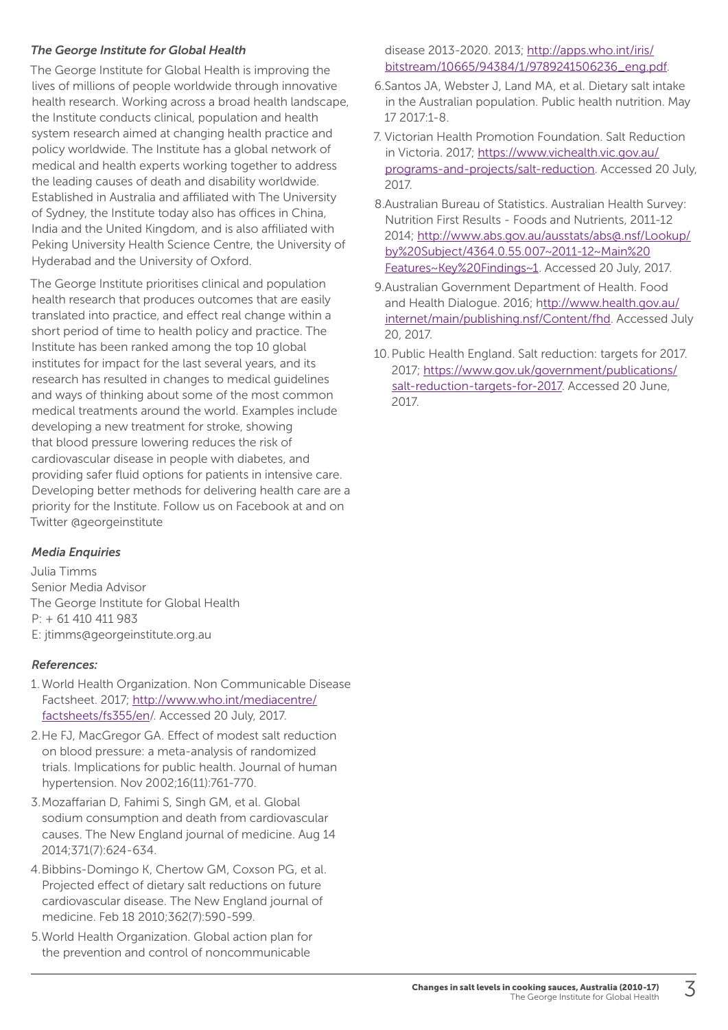*The George Institute for Global Health*

The George Institute for Global Health is improving the lives of millions of people worldwide through innovative health research. Working across a broad health landscape, the Institute conducts clinical, population and health system research aimed at changing health practice and policy worldwide. The Institute has a global network of medical and health experts working together to address the leading causes of death and disability worldwide. Established in Australia and affiliated with The University of Sydney, the Institute today also has offices in China, India and the United Kingdom, and is also affiliated with Peking University Health Science Centre, the University of Hyderabad and the University of Oxford.

The George Institute prioritises clinical and population health research that produces outcomes that are easily translated into practice, and effect real change within a short period of time to health policy and practice. The Institute has been ranked among the top 10 global institutes for impact for the last several years, and its research has resulted in changes to medical guidelines and ways of thinking about some of the most common medical treatments around the world. Examples include developing a new treatment for stroke, showing that blood pressure lowering reduces the risk of cardiovascular disease in people with diabetes, and providing safer fluid options for patients in intensive care. Developing better methods for delivering health care are a priority for the Institute. Follow us on Facebook at and on Twitter @georgeinstitute

*Media Enquiries*

Julia Timms
Senior Media Advisor
The George Institute for Global Health
P: + 61 410 411 983
E: jtimms@georgeinstitute.org.au

*References:*

1. World Health Organization. Non Communicable Disease Factsheet. 2017; http://www.who.int/mediacentre/factsheets/fs355/en/. Accessed 20 July, 2017.
2. He FJ, MacGregor GA. Effect of modest salt reduction on blood pressure: a meta-analysis of randomized trials. Implications for public health. Journal of human hypertension. Nov 2002;16(11):761-770.
3. Mozaffarian D, Fahimi S, Singh GM, et al. Global sodium consumption and death from cardiovascular causes. The New England journal of medicine. Aug 14 2014;371(7):624-634.
4. Bibbins-Domingo K, Chertow GM, Coxson PG, et al. Projected effect of dietary salt reductions on future cardiovascular disease. The New England journal of medicine. Feb 18 2010;362(7):590-599.
5. World Health Organization. Global action plan for the prevention and control of noncommunicable disease 2013-2020. 2013; http://apps.who.int/iris/bitstream/10665/94384/1/9789241506236_eng.pdf.
6. Santos JA, Webster J, Land MA, et al. Dietary salt intake in the Australian population. Public health nutrition. May 17 2017:1-8.
7. Victorian Health Promotion Foundation. Salt Reduction in Victoria. 2017; https://www.vichealth.vic.gov.au/programs-and-projects/salt-reduction. Accessed 20 July, 2017.
8. Australian Bureau of Statistics. Australian Health Survey: Nutrition First Results - Foods and Nutrients, 2011-12 2014; http://www.abs.gov.au/ausstats/abs@.nsf/Lookup/by%20Subject/4364.0.55.007~2011-12~Main%20Features~Key%20Findings~1. Accessed 20 July, 2017.
9. Australian Government Department of Health. Food and Health Dialogue. 2016; http://www.health.gov.au/internet/main/publishing.nsf/Content/fhd. Accessed July 20, 2017.
10. Public Health England. Salt reduction: targets for 2017. 2017; https://www.gov.uk/government/publications/salt-reduction-targets-for-2017. Accessed 20 June, 2017.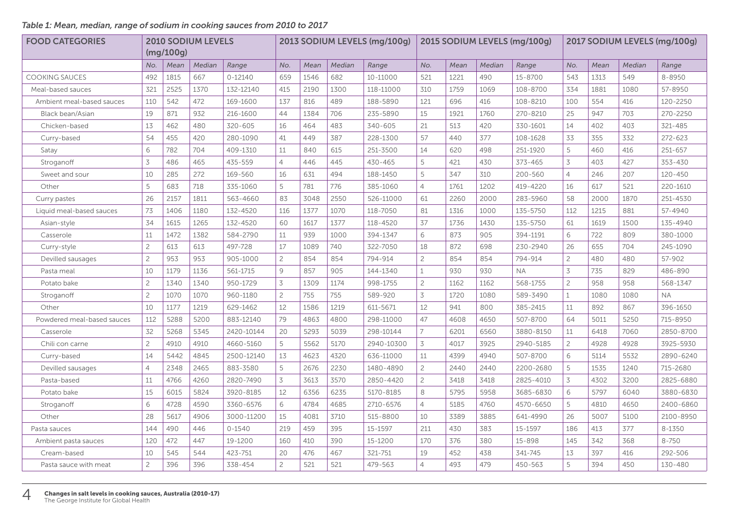*Table 1: Mean, median, range of sodium in cooking sauces from 2010 to 2017*

| FOOD CATEGORIES | 2010 SODIUM LEVELS (mg/100g) | | | | 2013 SODIUM LEVELS (mg/100g) | | | | 2015 SODIUM LEVELS (mg/100g) | | | | 2017 SODIUM LEVELS (mg/100g) | | | |
|---|---|---|---|---|---|---|---|---|---|---|---|---|---|---|---|---|
| | *No.* | *Mean* | *Median* | *Range* | *No.* | *Mean* | *Median* | *Range* | *No.* | *Mean* | *Median* | *Range* | *No.* | *Mean* | *Median* | *Range* |
| COOKING SAUCES | 492 | 1815 | 667 | 0-12140 | 659 | 1546 | 682 | 10-11000 | 521 | 1221 | 490 | 15-8700 | 543 | 1313 | 549 | 8-8950 |
| Meal-based sauces | 321 | 2525 | 1370 | 132-12140 | 415 | 2190 | 1300 | 118-11000 | 310 | 1759 | 1069 | 108-8700 | 334 | 1881 | 1080 | 57-8950 |
| Ambient meal-based sauces | 110 | 542 | 472 | 169-1600 | 137 | 816 | 489 | 188-5890 | 121 | 696 | 416 | 108-8210 | 100 | 554 | 416 | 120-2250 |
| Black bean/Asian | 19 | 871 | 932 | 216-1600 | 44 | 1384 | 706 | 235-5890 | 15 | 1921 | 1760 | 270-8210 | 25 | 947 | 703 | 270-2250 |
| Chicken-based | 13 | 462 | 480 | 320-605 | 16 | 464 | 483 | 340-605 | 21 | 513 | 420 | 330-1601 | 14 | 402 | 403 | 321-485 |
| Curry-based | 54 | 455 | 420 | 280-1090 | 41 | 449 | 387 | 228-1300 | 57 | 440 | 377 | 108-1628 | 33 | 355 | 332 | 272-623 |
| Satay | 6 | 782 | 704 | 409-1310 | 11 | 840 | 615 | 251-3500 | 14 | 620 | 498 | 251-1920 | 5 | 460 | 416 | 251-657 |
| Stroganoff | 3 | 486 | 465 | 435-559 | 4 | 446 | 445 | 430-465 | 5 | 421 | 430 | 373-465 | 3 | 403 | 427 | 353-430 |
| Sweet and sour | 10 | 285 | 272 | 169-560 | 16 | 631 | 494 | 188-1450 | 5 | 347 | 310 | 200-560 | 4 | 246 | 207 | 120-450 |
| Other | 5 | 683 | 718 | 335-1060 | 5 | 781 | 776 | 385-1060 | 4 | 1761 | 1202 | 419-4220 | 16 | 617 | 521 | 220-1610 |
| Curry pastes | 26 | 2157 | 1811 | 563-4660 | 83 | 3048 | 2550 | 526-11000 | 61 | 2260 | 2000 | 283-5960 | 58 | 2000 | 1870 | 251-4530 |
| Liquid meal-based sauces | 73 | 1406 | 1180 | 132-4520 | 116 | 1377 | 1070 | 118-7050 | 81 | 1316 | 1000 | 135-5750 | 112 | 1215 | 881 | 57-4940 |
| Asian-style | 34 | 1615 | 1265 | 132-4520 | 60 | 1617 | 1377 | 118-4520 | 37 | 1736 | 1430 | 135-5750 | 61 | 1619 | 1500 | 135-4940 |
| Casserole | 11 | 1472 | 1382 | 584-2790 | 11 | 939 | 1000 | 394-1347 | 6 | 873 | 905 | 394-1191 | 6 | 722 | 809 | 380-1000 |
| Curry-style | 2 | 613 | 613 | 497-728 | 17 | 1089 | 740 | 322-7050 | 18 | 872 | 698 | 230-2940 | 26 | 655 | 704 | 245-1090 |
| Devilled sausages | 2 | 953 | 953 | 905-1000 | 2 | 854 | 854 | 794-914 | 2 | 854 | 854 | 794-914 | 2 | 480 | 480 | 57-902 |
| Pasta meal | 10 | 1179 | 1136 | 561-1715 | 9 | 857 | 905 | 144-1340 | 1 | 930 | 930 | NA | 3 | 735 | 829 | 486-890 |
| Potato bake | 2 | 1340 | 1340 | 950-1729 | 3 | 1309 | 1174 | 998-1755 | 2 | 1162 | 1162 | 568-1755 | 2 | 958 | 958 | 568-1347 |
| Stroganoff | 2 | 1070 | 1070 | 960-1180 | 2 | 755 | 755 | 589-920 | 3 | 1720 | 1080 | 589-3490 | 1 | 1080 | 1080 | NA |
| Other | 10 | 1177 | 1219 | 629-1462 | 12 | 1586 | 1219 | 611-5671 | 12 | 941 | 800 | 385-2415 | 11 | 892 | 867 | 396-1650 |
| Powdered meal-based sauces | 112 | 5288 | 5200 | 883-12140 | 79 | 4863 | 4800 | 298-11000 | 47 | 4608 | 4650 | 507-8700 | 64 | 5011 | 5250 | 715-8950 |
| Casserole | 32 | 5268 | 5345 | 2420-10144 | 20 | 5293 | 5039 | 298-10144 | 7 | 6201 | 6560 | 3880-8150 | 11 | 6418 | 7060 | 2850-8700 |
| Chili con carne | 2 | 4910 | 4910 | 4660-5160 | 5 | 5562 | 5170 | 2940-10300 | 3 | 4017 | 3925 | 2940-5185 | 2 | 4928 | 4928 | 3925-5930 |
| Curry-based | 14 | 5442 | 4845 | 2500-12140 | 13 | 4623 | 4320 | 636-11000 | 11 | 4399 | 4940 | 507-8700 | 6 | 5114 | 5532 | 2890-6240 |
| Devilled sausages | 4 | 2348 | 2465 | 883-3580 | 5 | 2676 | 2230 | 1480-4890 | 2 | 2440 | 2440 | 2200-2680 | 5 | 1535 | 1240 | 715-2680 |
| Pasta-based | 11 | 4766 | 4260 | 2820-7490 | 3 | 3613 | 3570 | 2850-4420 | 2 | 3418 | 3418 | 2825-4010 | 3 | 4302 | 3200 | 2825-6880 |
| Potato bake | 15 | 6015 | 5824 | 3920-8185 | 12 | 6356 | 6235 | 5170-8185 | 8 | 5795 | 5958 | 3685-6830 | 6 | 5797 | 6040 | 3880-6830 |
| Stroganoff | 6 | 4728 | 4590 | 3360-6576 | 6 | 4784 | 4685 | 2710-6576 | 4 | 5185 | 4760 | 4570-6650 | 5 | 4810 | 4650 | 2400-6860 |
| Other | 28 | 5617 | 4906 | 3000-11200 | 15 | 4081 | 3710 | 515-8800 | 10 | 3389 | 3885 | 641-4990 | 26 | 5007 | 5100 | 2100-8950 |
| Pasta sauces | 144 | 490 | 446 | 0-1540 | 219 | 459 | 395 | 15-1597 | 211 | 430 | 383 | 15-1597 | 186 | 413 | 377 | 8-1350 |
| Ambient pasta sauces | 120 | 472 | 447 | 19-1200 | 160 | 410 | 390 | 15-1200 | 170 | 376 | 380 | 15-898 | 145 | 342 | 368 | 8-750 |
| Cream-based | 10 | 545 | 544 | 423-751 | 20 | 476 | 467 | 321-751 | 19 | 452 | 438 | 341-745 | 13 | 397 | 416 | 292-506 |
| Pasta sauce with meat | 2 | 396 | 396 | 338-454 | 2 | 521 | 521 | 479-563 | 4 | 493 | 479 | 450-563 | 5 | 394 | 450 | 130-480 |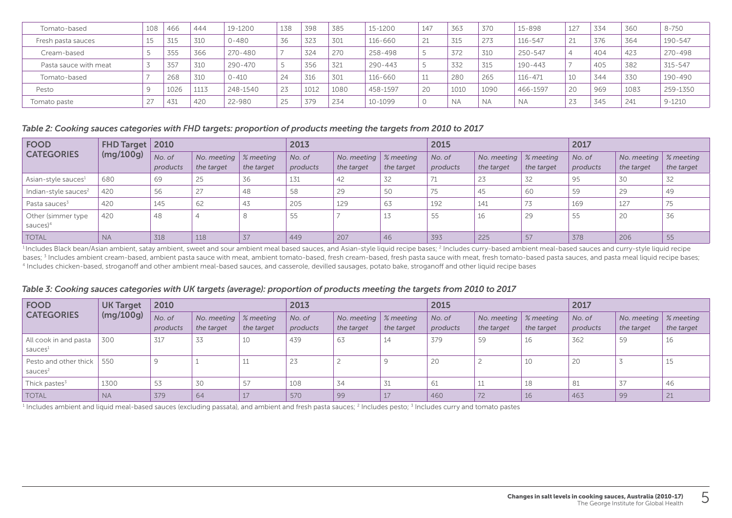| Tomato-based | 108 | 466 | 444 | 19-1200 | 138 | 398 | 385 | 15-1200 | 147 | 363 | 370 | 15-898 | 127 | 334 | 360 | 8-750 |
|---|---|---|---|---|---|---|---|---|---|---|---|---|---|---|---|---|
| Fresh pasta sauces | 15 | 315 | 310 | 0-480 | 36 | 323 | 301 | 116-660 | 21 | 315 | 273 | 116-547 | 21 | 376 | 364 | 190-547 |
| Cream-based | 5 | 355 | 366 | 270-480 | 7 | 324 | 270 | 258-498 | 5 | 372 | 310 | 250-547 | 4 | 404 | 423 | 270-498 |
| Pasta sauce with meat | 3 | 357 | 310 | 290-470 | 5 | 356 | 321 | 290-443 | 5 | 332 | 315 | 190-443 | 7 | 405 | 382 | 315-547 |
| Tomato-based | 7 | 268 | 310 | 0-410 | 24 | 316 | 301 | 116-660 | 11 | 280 | 265 | 116-471 | 10 | 344 | 330 | 190-490 |
| Pesto | 9 | 1026 | 1113 | 248-1540 | 23 | 1012 | 1080 | 458-1597 | 20 | 1010 | 1090 | 466-1597 | 20 | 969 | 1083 | 259-1350 |
| Tomato paste | 27 | 431 | 420 | 22-980 | 25 | 379 | 234 | 10-1099 | 0 | NA | NA | NA | 23 | 345 | 241 | 9-1210 |

*Table 2: Cooking sauces categories with FHD targets: proportion of products meeting the targets from 2010 to 2017*

| FOOD CATEGORIES | FHD Target (mg/100g) | 2010 | | | 2013 | | | 2015 | | | 2017 | | |
|---|---|---|---|---|---|---|---|---|---|---|---|---|---|
| | | *No. of products* | *No. meeting the target* | *% meeting the target* | *No. of products* | *No. meeting the target* | *% meeting the target* | *No. of products* | *No. meeting the target* | *% meeting the target* | *No. of products* | *No. meeting the target* | *% meeting the target* |
| Asian-style sauces[1] | 680 | 69 | 25 | 36 | 131 | 42 | 32 | 71 | 23 | 32 | 95 | 30 | 32 |
| Indian-style sauces[2] | 420 | 56 | 27 | 48 | 58 | 29 | 50 | 75 | 45 | 60 | 59 | 29 | 49 |
| Pasta sauces[3] | 420 | 145 | 62 | 43 | 205 | 129 | 63 | 192 | 141 | 73 | 169 | 127 | 75 |
| Other (simmer type sauces)[4] | 420 | 48 | 4 | 8 | 55 | 7 | 13 | 55 | 16 | 29 | 55 | 20 | 36 |
| TOTAL | NA | 318 | 118 | 37 | 449 | 207 | 46 | 393 | 225 | 57 | 378 | 206 | 55 |

[1] Includes Black bean/Asian ambient, satay ambient, sweet and sour ambient meal based sauces, and Asian-style liquid recipe bases; [2] Includes curry-based ambient meal-based sauces and curry-style liquid recipe bases; [3] Includes ambient cream-based, ambient pasta sauce with meat, ambient tomato-based, fresh cream-based, fresh pasta sauce with meat, fresh tomato-based pasta sauces, and pasta meal liquid recipe bases; [4] Includes chicken-based, stroganoff and other ambient meal-based sauces, and casserole, devilled sausages, potato bake, stroganoff and other liquid recipe bases

*Table 3: Cooking sauces categories with UK targets (average): proportion of products meeting the targets from 2010 to 2017*

| FOOD CATEGORIES | UK Target (mg/100g) | 2010 | | | 2013 | | | 2015 | | | 2017 | | |
|---|---|---|---|---|---|---|---|---|---|---|---|---|---|
| | | *No. of products* | *No. meeting the target* | *% meeting the target* | *No. of products* | *No. meeting the target* | *% meeting the target* | *No. of products* | *No. meeting the target* | *% meeting the target* | *No. of products* | *No. meeting the target* | *% meeting the target* |
| All cook in and pasta sauces[1] | 300 | 317 | 33 | 10 | 439 | 63 | 14 | 379 | 59 | 16 | 362 | 59 | 16 |
| Pesto and other thick sauces[2] | 550 | 9 | 1 | 11 | 23 | 2 | 9 | 20 | 2 | 10 | 20 | 3 | 15 |
| Thick pastes[3] | 1300 | 53 | 30 | 57 | 108 | 34 | 31 | 61 | 11 | 18 | 81 | 37 | 46 |
| TOTAL | NA | 379 | 64 | 17 | 570 | 99 | 17 | 460 | 72 | 16 | 463 | 99 | 21 |

[1] Includes ambient and liquid meal-based sauces (excluding passata), and ambient and fresh pasta sauces; [2] Includes pesto; [3] Includes curry and tomato pastes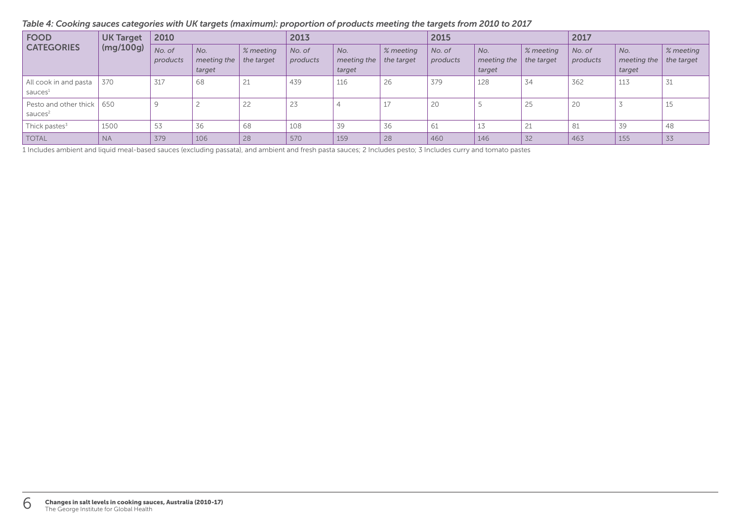*Table 4: Cooking sauces categories with UK targets (maximum): proportion of products meeting the targets from 2010 to 2017*

| FOOD CATEGORIES | UK Target (mg/100g) | 2010 | | | 2013 | | | 2015 | | | 2017 | | |
|---|---|---|---|---|---|---|---|---|---|---|---|---|---|
| | | *No. of products* | *No. meeting the target* | *% meeting the target* | *No. of products* | *No. meeting the target* | *% meeting the target* | *No. of products* | *No. meeting the target* | *% meeting the target* | *No. of products* | *No. meeting the target* | *% meeting the target* |
| All cook in and pasta sauces[1] | 370 | 317 | 68 | 21 | 439 | 116 | 26 | 379 | 128 | 34 | 362 | 113 | 31 |
| Pesto and other thick sauces[2] | 650 | 9 | 2 | 22 | 23 | 4 | 17 | 20 | 5 | 25 | 20 | 3 | 15 |
| Thick pastes[3] | 1500 | 53 | 36 | 68 | 108 | 39 | 36 | 61 | 13 | 21 | 81 | 39 | 48 |
| TOTAL | NA | 379 | 106 | 28 | 570 | 159 | 28 | 460 | 146 | 32 | 463 | 155 | 33 |

1 Includes ambient and liquid meal-based sauces (excluding passata), and ambient and fresh pasta sauces; 2 Includes pesto; 3 Includes curry and tomato pastes